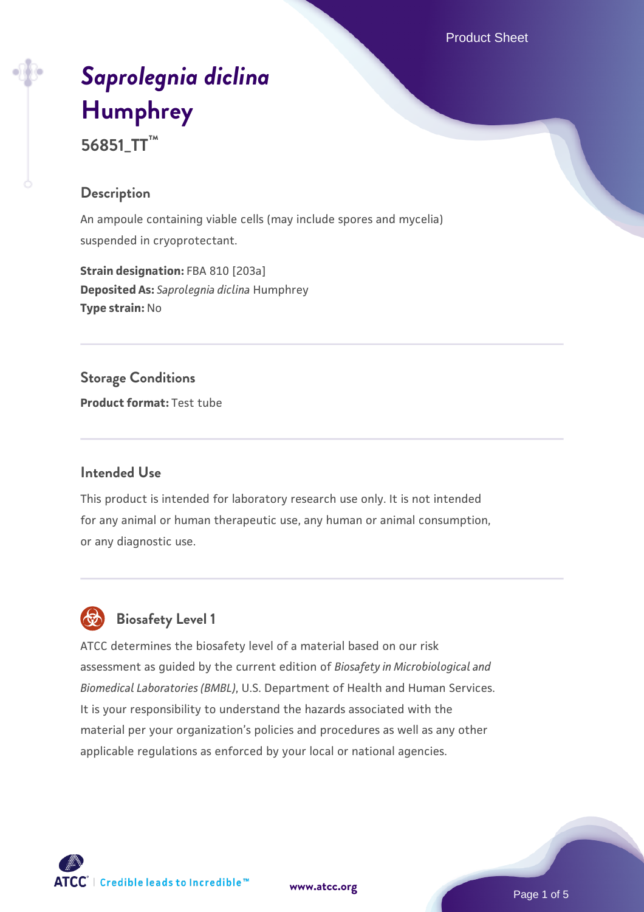# *Saprolegnia diclina* Humphrey

**56851_TT™**

## Description

An ampoule containing viable cells (may include spores and mycelia) suspended in cryoprotectant.

**Strain designation:** FBA 810 [203a]
**Deposited As:** *Saprolegnia diclina* Humphrey
**Type strain:** No

## Storage Conditions

**Product format:** Test tube

## Intended Use

This product is intended for laboratory research use only. It is not intended for any animal or human therapeutic use, any human or animal consumption, or any diagnostic use.

## Biosafety Level 1

ATCC determines the biosafety level of a material based on our risk assessment as guided by the current edition of *Biosafety in Microbiological and Biomedical Laboratories (BMBL)*, U.S. Department of Health and Human Services. It is your responsibility to understand the hazards associated with the material per your organization's policies and procedures as well as any other applicable regulations as enforced by your local or national agencies.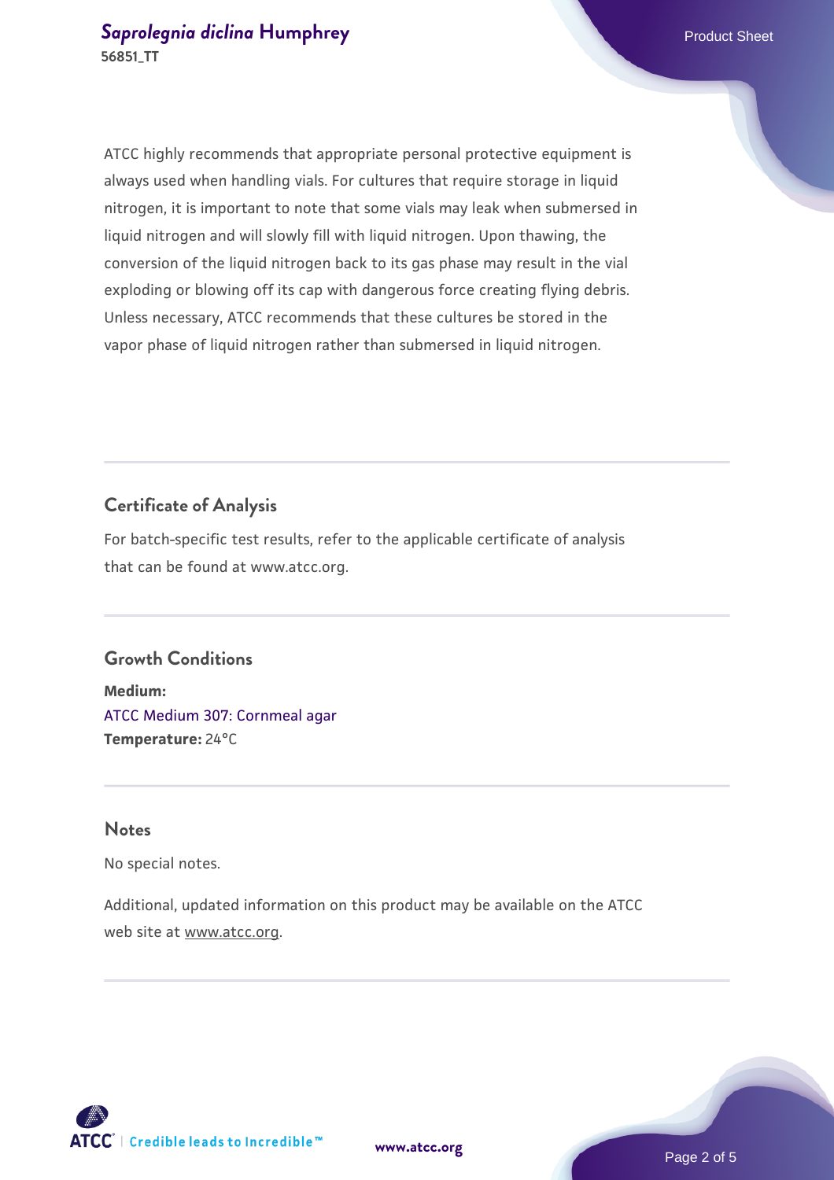ATCC highly recommends that appropriate personal protective equipment is always used when handling vials. For cultures that require storage in liquid nitrogen, it is important to note that some vials may leak when submersed in liquid nitrogen and will slowly fill with liquid nitrogen. Upon thawing, the conversion of the liquid nitrogen back to its gas phase may result in the vial exploding or blowing off its cap with dangerous force creating flying debris. Unless necessary, ATCC recommends that these cultures be stored in the vapor phase of liquid nitrogen rather than submersed in liquid nitrogen.

## Certificate of Analysis

For batch-specific test results, refer to the applicable certificate of analysis that can be found at www.atcc.org.

## Growth Conditions

**Medium:**
ATCC Medium 307: Cornmeal agar
**Temperature:** 24°C

## Notes

No special notes.

Additional, updated information on this product may be available on the ATCC web site at www.atcc.org.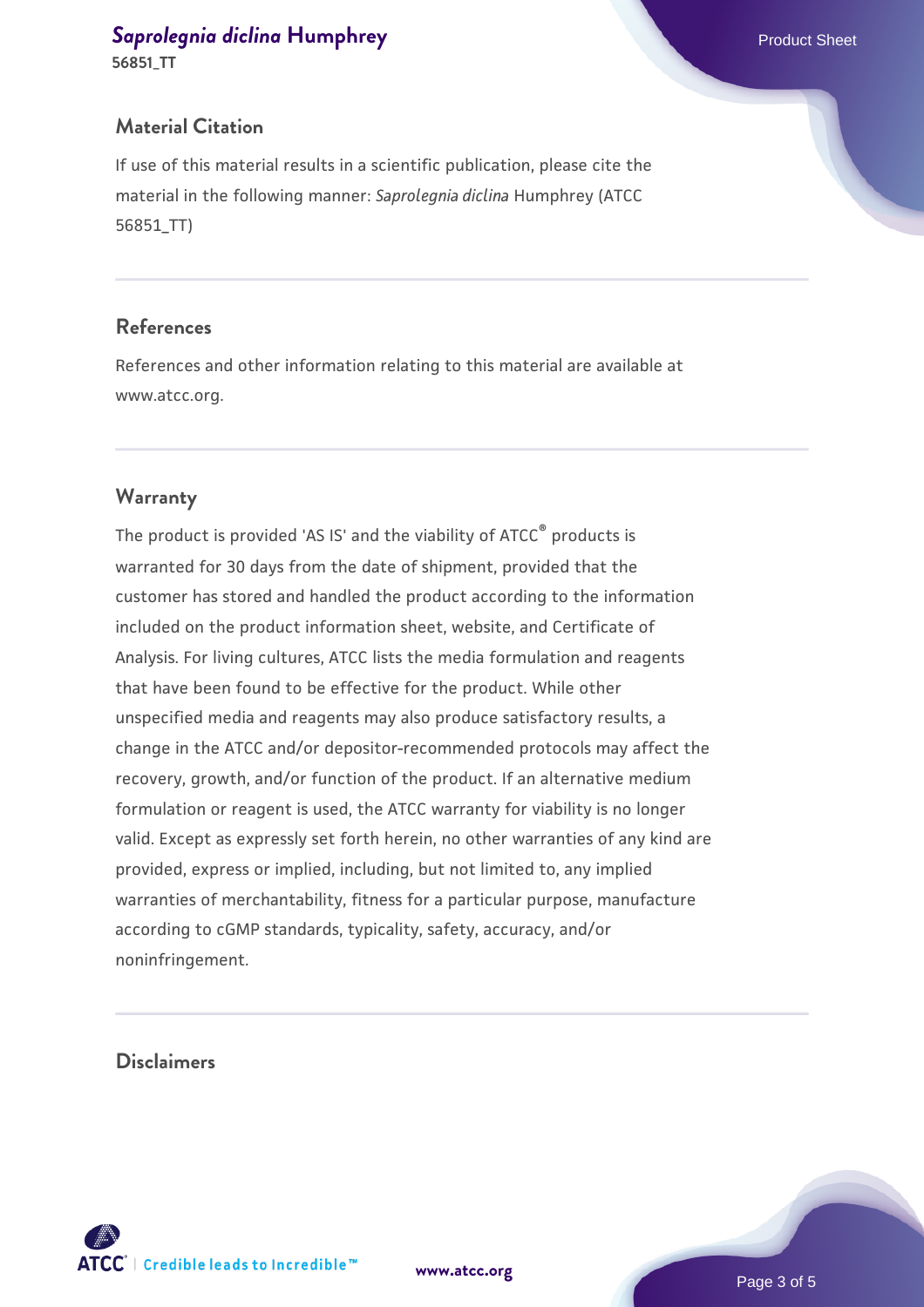## Material Citation

If use of this material results in a scientific publication, please cite the material in the following manner: *Saprolegnia diclina* Humphrey (ATCC 56851_TT)

## References

References and other information relating to this material are available at www.atcc.org.

## Warranty

The product is provided 'AS IS' and the viability of ATCC® products is warranted for 30 days from the date of shipment, provided that the customer has stored and handled the product according to the information included on the product information sheet, website, and Certificate of Analysis. For living cultures, ATCC lists the media formulation and reagents that have been found to be effective for the product. While other unspecified media and reagents may also produce satisfactory results, a change in the ATCC and/or depositor-recommended protocols may affect the recovery, growth, and/or function of the product. If an alternative medium formulation or reagent is used, the ATCC warranty for viability is no longer valid. Except as expressly set forth herein, no other warranties of any kind are provided, express or implied, including, but not limited to, any implied warranties of merchantability, fitness for a particular purpose, manufacture according to cGMP standards, typicality, safety, accuracy, and/or noninfringement.

## Disclaimers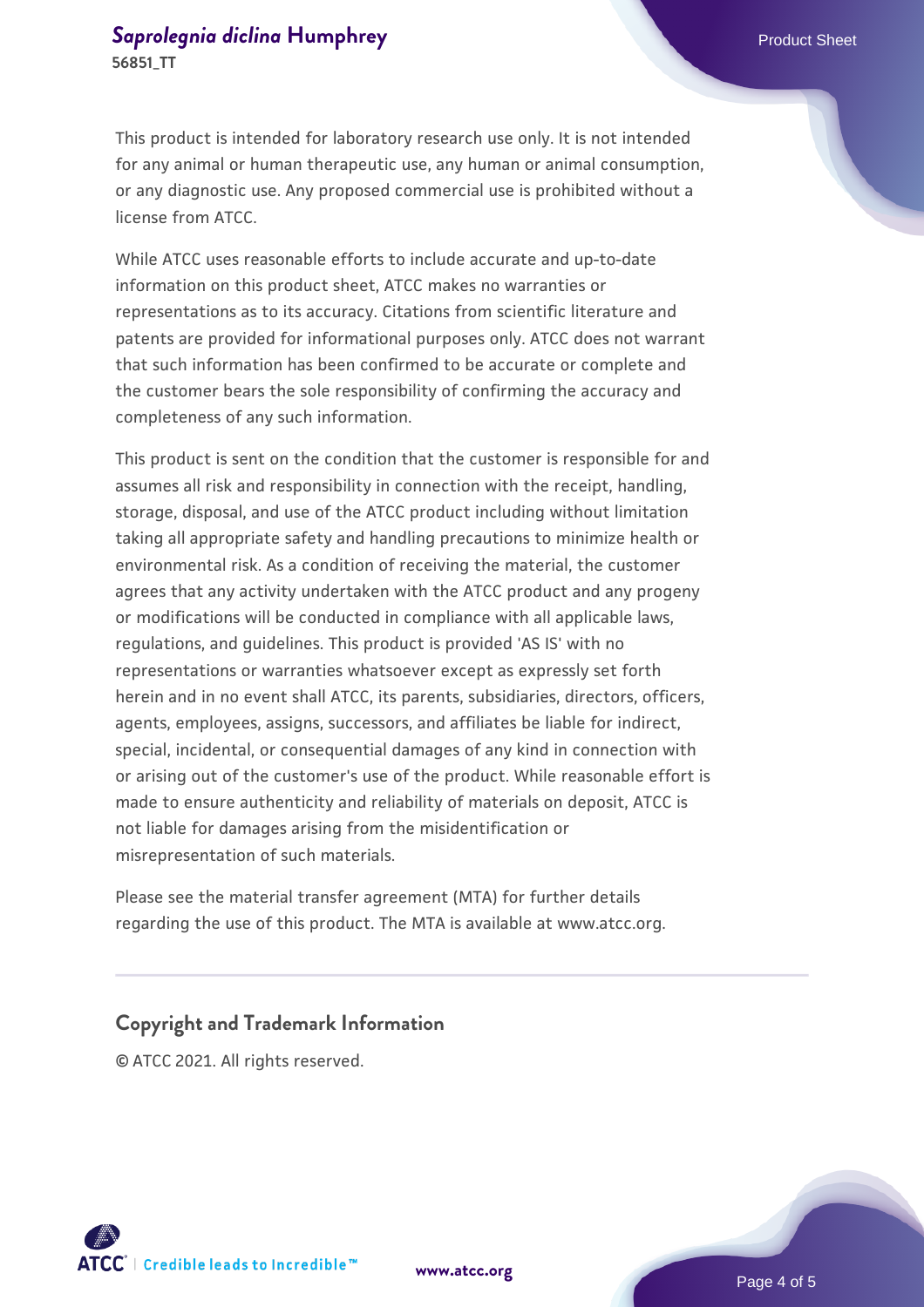This product is intended for laboratory research use only. It is not intended for any animal or human therapeutic use, any human or animal consumption, or any diagnostic use. Any proposed commercial use is prohibited without a license from ATCC.

While ATCC uses reasonable efforts to include accurate and up-to-date information on this product sheet, ATCC makes no warranties or representations as to its accuracy. Citations from scientific literature and patents are provided for informational purposes only. ATCC does not warrant that such information has been confirmed to be accurate or complete and the customer bears the sole responsibility of confirming the accuracy and completeness of any such information.

This product is sent on the condition that the customer is responsible for and assumes all risk and responsibility in connection with the receipt, handling, storage, disposal, and use of the ATCC product including without limitation taking all appropriate safety and handling precautions to minimize health or environmental risk. As a condition of receiving the material, the customer agrees that any activity undertaken with the ATCC product and any progeny or modifications will be conducted in compliance with all applicable laws, regulations, and guidelines. This product is provided 'AS IS' with no representations or warranties whatsoever except as expressly set forth herein and in no event shall ATCC, its parents, subsidiaries, directors, officers, agents, employees, assigns, successors, and affiliates be liable for indirect, special, incidental, or consequential damages of any kind in connection with or arising out of the customer's use of the product. While reasonable effort is made to ensure authenticity and reliability of materials on deposit, ATCC is not liable for damages arising from the misidentification or misrepresentation of such materials.

Please see the material transfer agreement (MTA) for further details regarding the use of this product. The MTA is available at www.atcc.org.

## Copyright and Trademark Information

© ATCC 2021. All rights reserved.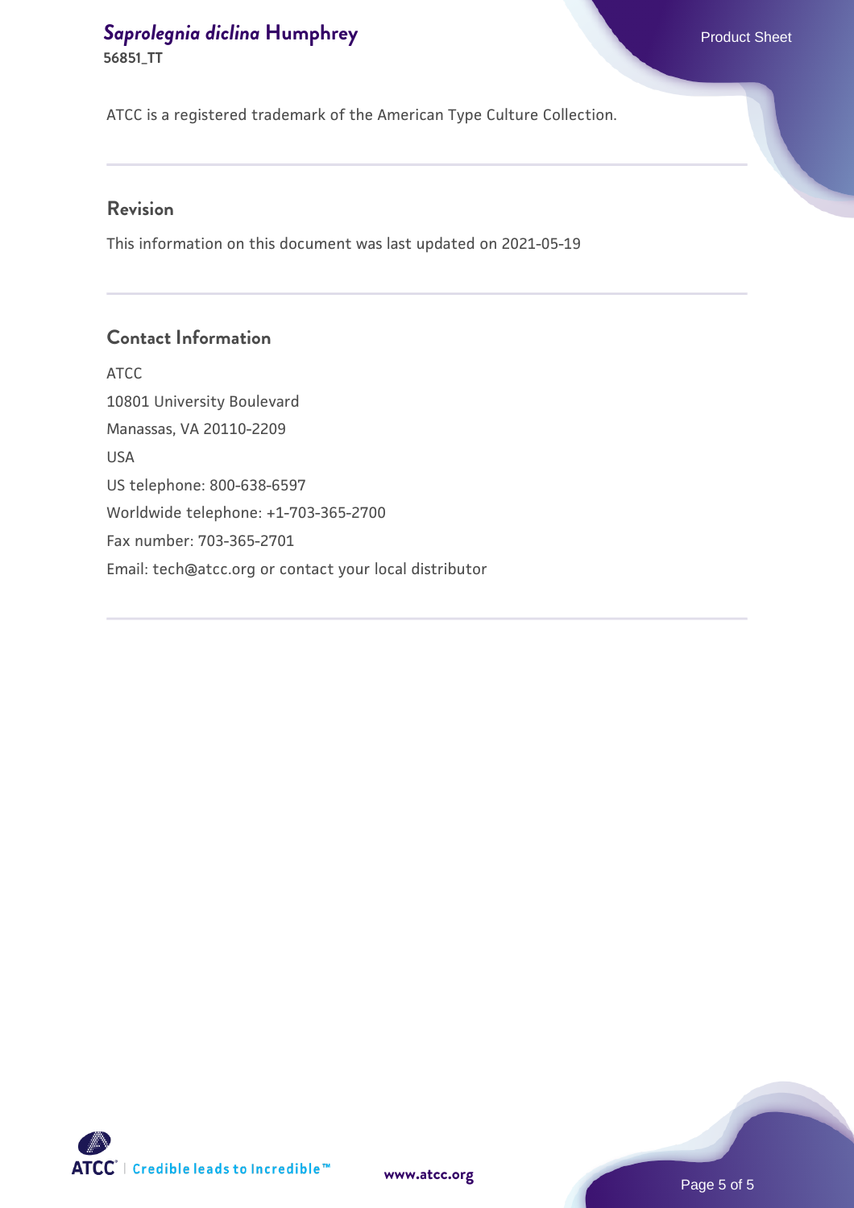ATCC is a registered trademark of the American Type Culture Collection.

## Revision

This information on this document was last updated on 2021-05-19

## Contact Information

ATCC
10801 University Boulevard
Manassas, VA 20110-2209
USA
US telephone: 800-638-6597
Worldwide telephone: +1-703-365-2700
Fax number: 703-365-2701
Email: tech@atcc.org or contact your local distributor